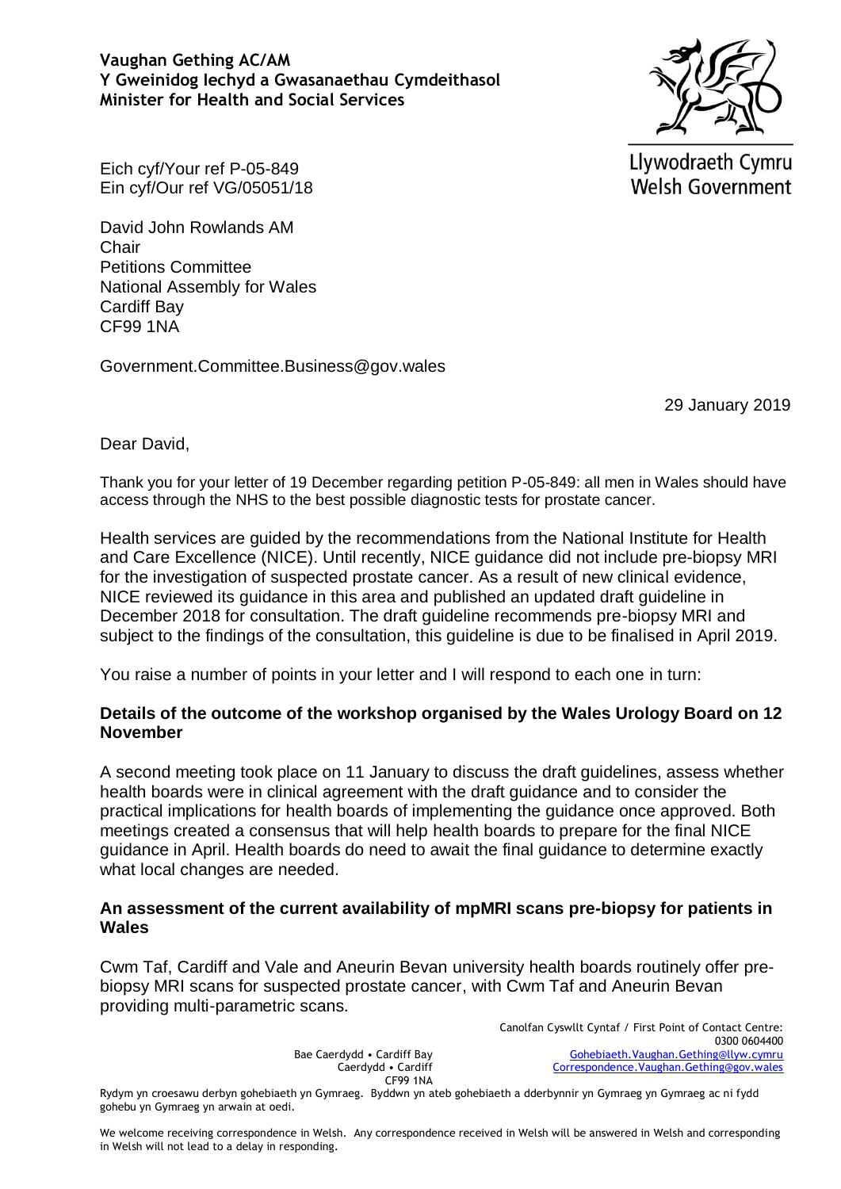**Vaughan Gething AC/AM**
**Y Gweinidog Iechyd a Gwasanaethau Cymdeithasol**
**Minister for Health and Social Services**

Llywodraeth Cymru
Welsh Government

Eich cyf/Your ref P-05-849
Ein cyf/Our ref VG/05051/18

David John Rowlands AM
Chair
Petitions Committee
National Assembly for Wales
Cardiff Bay
CF99 1NA

Government.Committee.Business@gov.wales

29 January 2019

Dear David,

Thank you for your letter of 19 December regarding petition P-05-849: all men in Wales should have access through the NHS to the best possible diagnostic tests for prostate cancer.

Health services are guided by the recommendations from the National Institute for Health and Care Excellence (NICE). Until recently, NICE guidance did not include pre-biopsy MRI for the investigation of suspected prostate cancer. As a result of new clinical evidence, NICE reviewed its guidance in this area and published an updated draft guideline in December 2018 for consultation. The draft guideline recommends pre-biopsy MRI and subject to the findings of the consultation, this guideline is due to be finalised in April 2019.

You raise a number of points in your letter and I will respond to each one in turn:

**Details of the outcome of the workshop organised by the Wales Urology Board on 12 November**

A second meeting took place on 11 January to discuss the draft guidelines, assess whether health boards were in clinical agreement with the draft guidance and to consider the practical implications for health boards of implementing the guidance once approved. Both meetings created a consensus that will help health boards to prepare for the final NICE guidance in April. Health boards do need to await the final guidance to determine exactly what local changes are needed.

**An assessment of the current availability of mpMRI scans pre-biopsy for patients in Wales**

Cwm Taf, Cardiff and Vale and Aneurin Bevan university health boards routinely offer pre-biopsy MRI scans for suspected prostate cancer, with Cwm Taf and Aneurin Bevan providing multi-parametric scans.

Bae Caerdydd • Cardiff Bay
Caerdydd • Cardiff
CF99 1NA

Canolfan Cyswllt Cyntaf / First Point of Contact Centre:
0300 0604400
Gohebiaeth.Vaughan.Gething@llyw.cymru
Correspondence.Vaughan.Gething@gov.wales

Rydym yn croesawu derbyn gohebiaeth yn Gymraeg. Byddwn yn ateb gohebiaeth a dderbynnir yn Gymraeg yn Gymraeg ac ni fydd gohebu yn Gymraeg yn arwain at oedi.

We welcome receiving correspondence in Welsh. Any correspondence received in Welsh will be answered in Welsh and corresponding in Welsh will not lead to a delay in responding.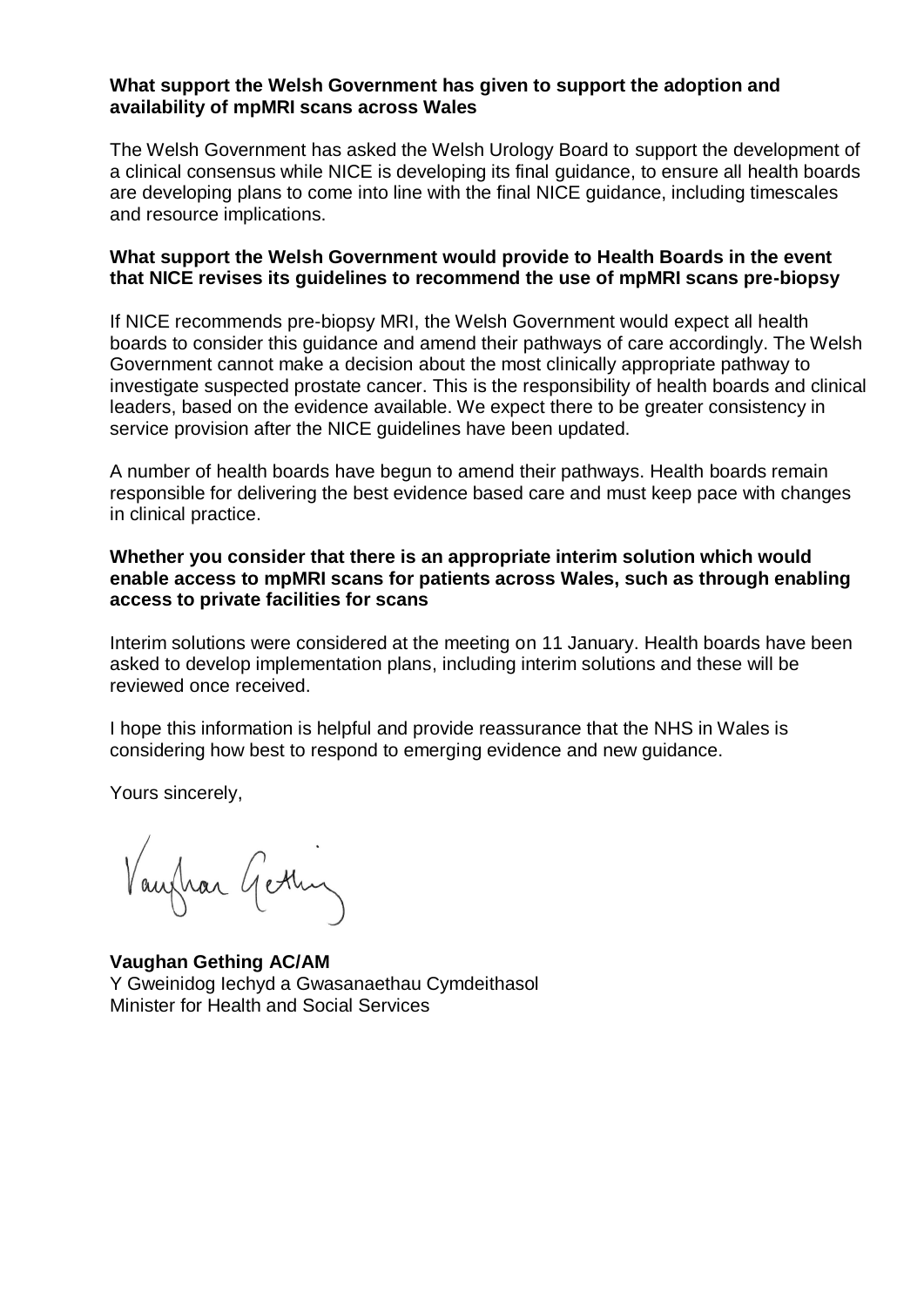**What support the Welsh Government has given to support the adoption and availability of mpMRI scans across Wales**

The Welsh Government has asked the Welsh Urology Board to support the development of a clinical consensus while NICE is developing its final guidance, to ensure all health boards are developing plans to come into line with the final NICE guidance, including timescales and resource implications.

**What support the Welsh Government would provide to Health Boards in the event that NICE revises its guidelines to recommend the use of mpMRI scans pre-biopsy**

If NICE recommends pre-biopsy MRI, the Welsh Government would expect all health boards to consider this guidance and amend their pathways of care accordingly. The Welsh Government cannot make a decision about the most clinically appropriate pathway to investigate suspected prostate cancer. This is the responsibility of health boards and clinical leaders, based on the evidence available. We expect there to be greater consistency in service provision after the NICE guidelines have been updated.

A number of health boards have begun to amend their pathways. Health boards remain responsible for delivering the best evidence based care and must keep pace with changes in clinical practice.

**Whether you consider that there is an appropriate interim solution which would enable access to mpMRI scans for patients across Wales, such as through enabling access to private facilities for scans**

Interim solutions were considered at the meeting on 11 January. Health boards have been asked to develop implementation plans, including interim solutions and these will be reviewed once received.

I hope this information is helpful and provide reassurance that the NHS in Wales is considering how best to respond to emerging evidence and new guidance.

Yours sincerely,

Vaughan Gething

**Vaughan Gething AC/AM**
Y Gweinidog Iechyd a Gwasanaethau Cymdeithasol
Minister for Health and Social Services